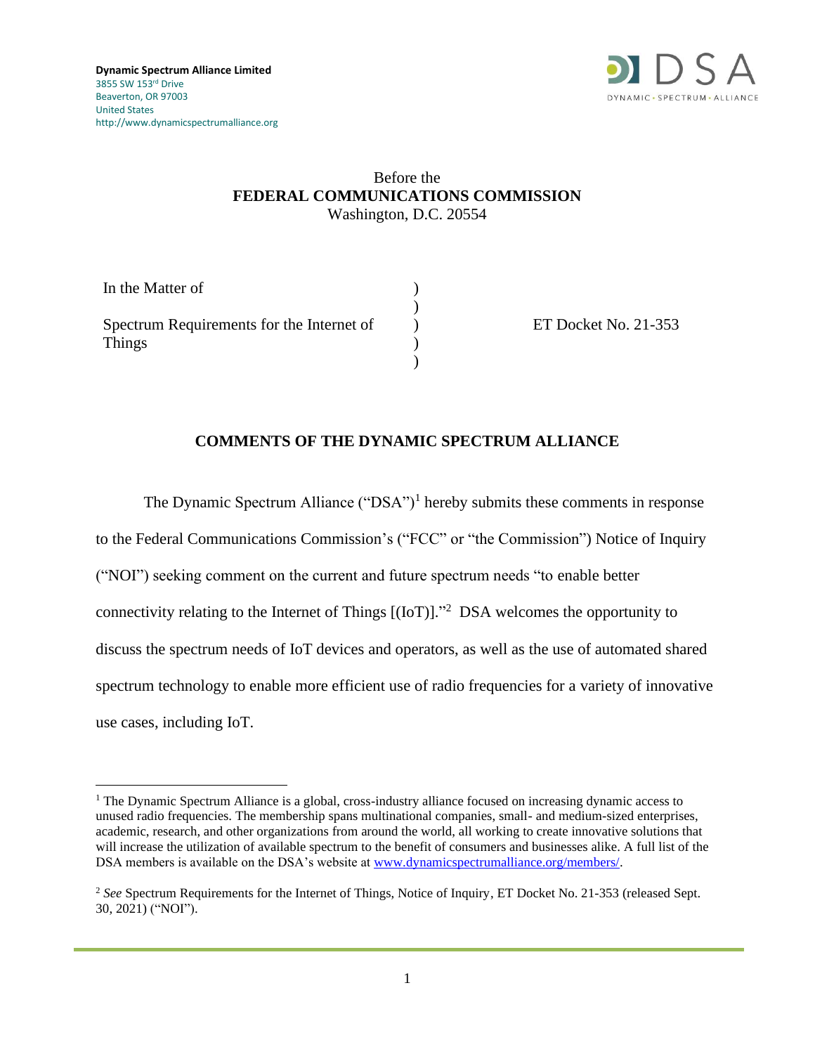**Dynamic Spectrum Alliance Limited**
3855 SW 153rd Drive
Beaverton, OR 97003
United States
http://www.dynamicspectrumalliance.org

Before the
**FEDERAL COMMUNICATIONS COMMISSION**
Washington, D.C. 20554

| | | |
|---|---|---|
| In the Matter of | ) | |
| | ) | |
| Spectrum Requirements for the Internet of Things | ) | ET Docket No. 21-353 |
| | ) | |
| | ) | |

## COMMENTS OF THE DYNAMIC SPECTRUM ALLIANCE

The Dynamic Spectrum Alliance ("DSA")[1] hereby submits these comments in response to the Federal Communications Commission's ("FCC" or "the Commission") Notice of Inquiry ("NOI") seeking comment on the current and future spectrum needs "to enable better connectivity relating to the Internet of Things [(IoT)]."[2] DSA welcomes the opportunity to discuss the spectrum needs of IoT devices and operators, as well as the use of automated shared spectrum technology to enable more efficient use of radio frequencies for a variety of innovative use cases, including IoT.

---

[1] The Dynamic Spectrum Alliance is a global, cross-industry alliance focused on increasing dynamic access to unused radio frequencies. The membership spans multinational companies, small- and medium-sized enterprises, academic, research, and other organizations from around the world, all working to create innovative solutions that will increase the utilization of available spectrum to the benefit of consumers and businesses alike. A full list of the DSA members is available on the DSA's website at www.dynamicspectrumalliance.org/members/.

[2] *See* Spectrum Requirements for the Internet of Things, Notice of Inquiry, ET Docket No. 21-353 (released Sept. 30, 2021) ("NOI").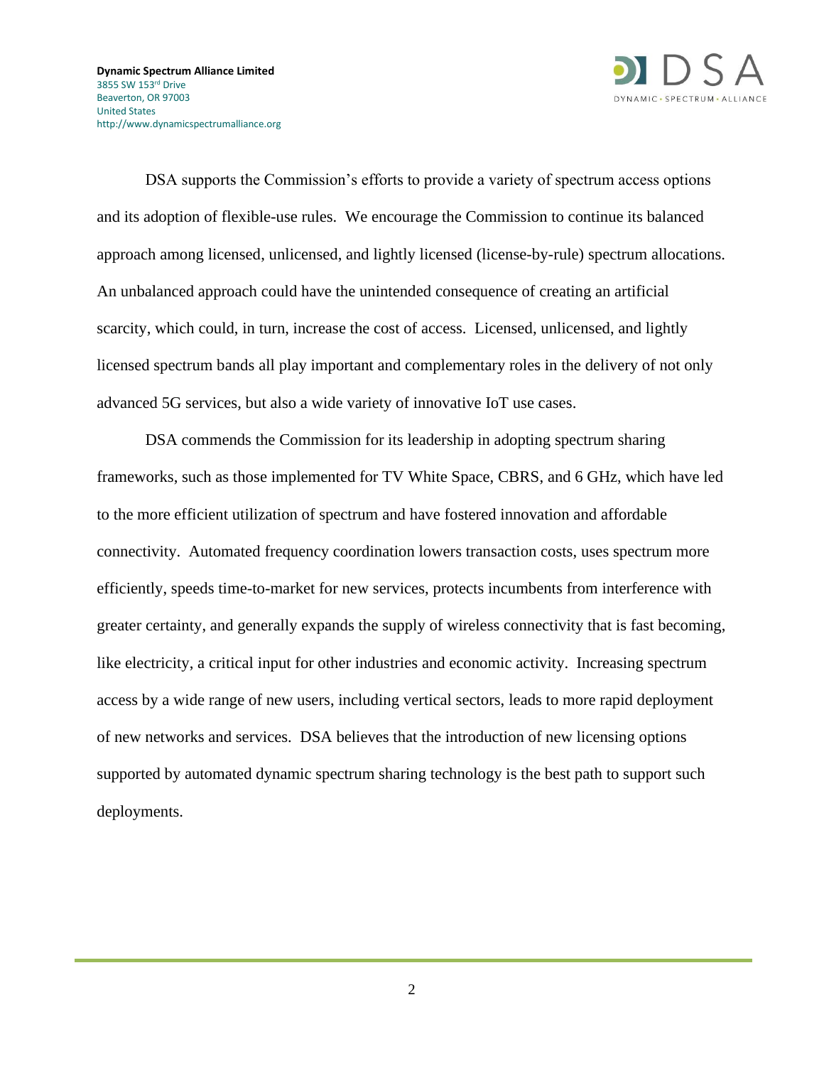DSA supports the Commission's efforts to provide a variety of spectrum access options and its adoption of flexible-use rules. We encourage the Commission to continue its balanced approach among licensed, unlicensed, and lightly licensed (license-by-rule) spectrum allocations. An unbalanced approach could have the unintended consequence of creating an artificial scarcity, which could, in turn, increase the cost of access. Licensed, unlicensed, and lightly licensed spectrum bands all play important and complementary roles in the delivery of not only advanced 5G services, but also a wide variety of innovative IoT use cases.

DSA commends the Commission for its leadership in adopting spectrum sharing frameworks, such as those implemented for TV White Space, CBRS, and 6 GHz, which have led to the more efficient utilization of spectrum and have fostered innovation and affordable connectivity. Automated frequency coordination lowers transaction costs, uses spectrum more efficiently, speeds time-to-market for new services, protects incumbents from interference with greater certainty, and generally expands the supply of wireless connectivity that is fast becoming, like electricity, a critical input for other industries and economic activity. Increasing spectrum access by a wide range of new users, including vertical sectors, leads to more rapid deployment of new networks and services. DSA believes that the introduction of new licensing options supported by automated dynamic spectrum sharing technology is the best path to support such deployments.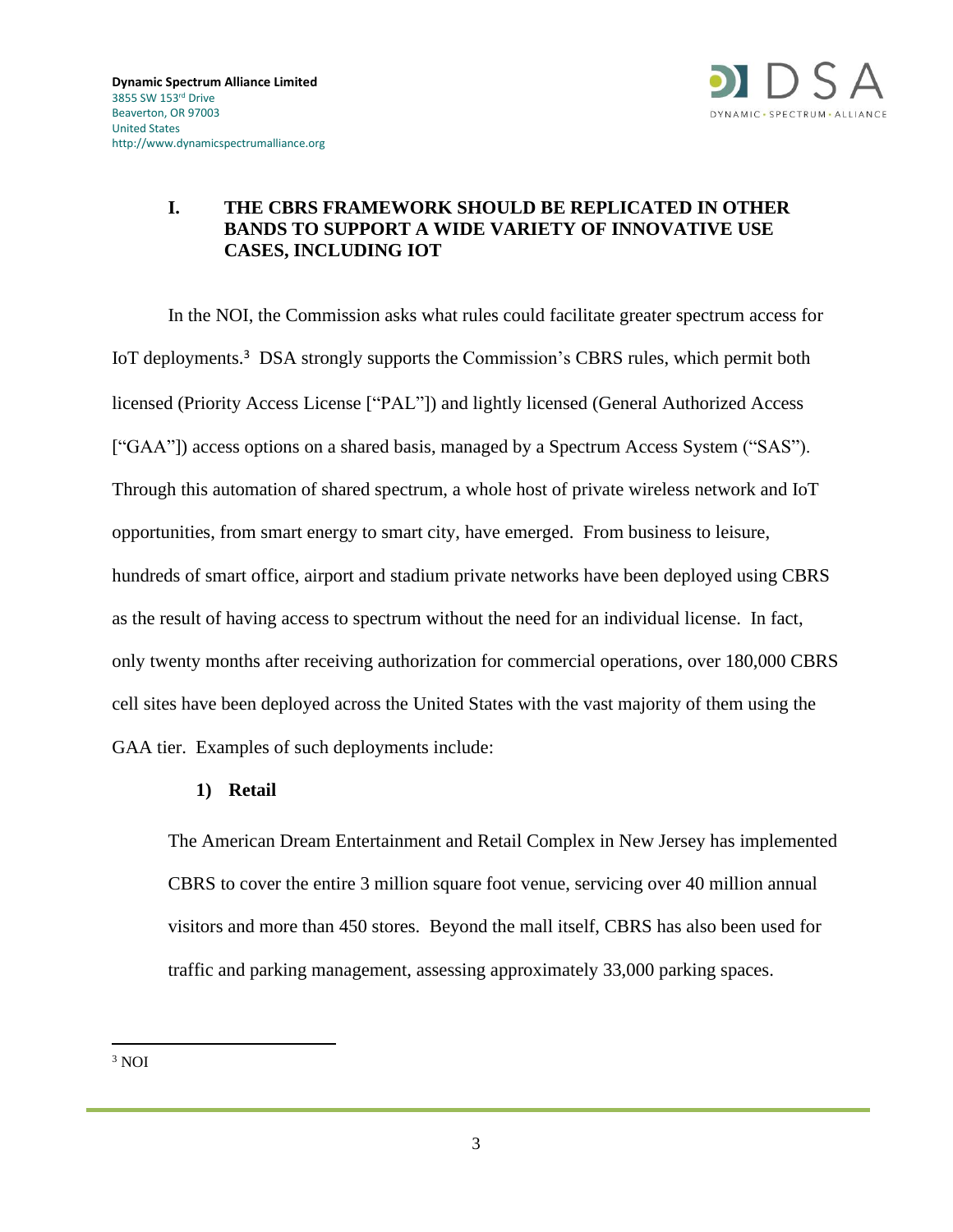**Dynamic Spectrum Alliance Limited**
3855 SW 153rd Drive
Beaverton, OR 97003
United States
http://www.dynamicspectrumalliance.org

## I. THE CBRS FRAMEWORK SHOULD BE REPLICATED IN OTHER BANDS TO SUPPORT A WIDE VARIETY OF INNOVATIVE USE CASES, INCLUDING IOT

In the NOI, the Commission asks what rules could facilitate greater spectrum access for IoT deployments.[3] DSA strongly supports the Commission's CBRS rules, which permit both licensed (Priority Access License ["PAL"]) and lightly licensed (General Authorized Access ["GAA"]) access options on a shared basis, managed by a Spectrum Access System ("SAS"). Through this automation of shared spectrum, a whole host of private wireless network and IoT opportunities, from smart energy to smart city, have emerged. From business to leisure, hundreds of smart office, airport and stadium private networks have been deployed using CBRS as the result of having access to spectrum without the need for an individual license. In fact, only twenty months after receiving authorization for commercial operations, over 180,000 CBRS cell sites have been deployed across the United States with the vast majority of them using the GAA tier. Examples of such deployments include:

### 1) Retail

The American Dream Entertainment and Retail Complex in New Jersey has implemented CBRS to cover the entire 3 million square foot venue, servicing over 40 million annual visitors and more than 450 stores. Beyond the mall itself, CBRS has also been used for traffic and parking management, assessing approximately 33,000 parking spaces.

---

[3] NOI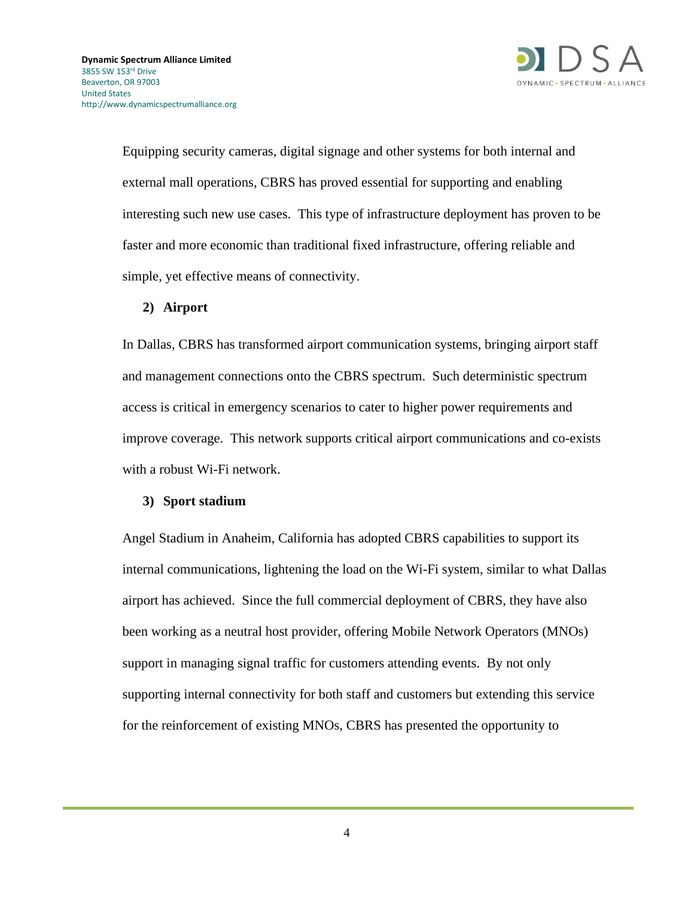Equipping security cameras, digital signage and other systems for both internal and external mall operations, CBRS has proved essential for supporting and enabling interesting such new use cases. This type of infrastructure deployment has proven to be faster and more economic than traditional fixed infrastructure, offering reliable and simple, yet effective means of connectivity.

**2) Airport**

In Dallas, CBRS has transformed airport communication systems, bringing airport staff and management connections onto the CBRS spectrum. Such deterministic spectrum access is critical in emergency scenarios to cater to higher power requirements and improve coverage. This network supports critical airport communications and co-exists with a robust Wi-Fi network.

**3) Sport stadium**

Angel Stadium in Anaheim, California has adopted CBRS capabilities to support its internal communications, lightening the load on the Wi-Fi system, similar to what Dallas airport has achieved. Since the full commercial deployment of CBRS, they have also been working as a neutral host provider, offering Mobile Network Operators (MNOs) support in managing signal traffic for customers attending events. By not only supporting internal connectivity for both staff and customers but extending this service for the reinforcement of existing MNOs, CBRS has presented the opportunity to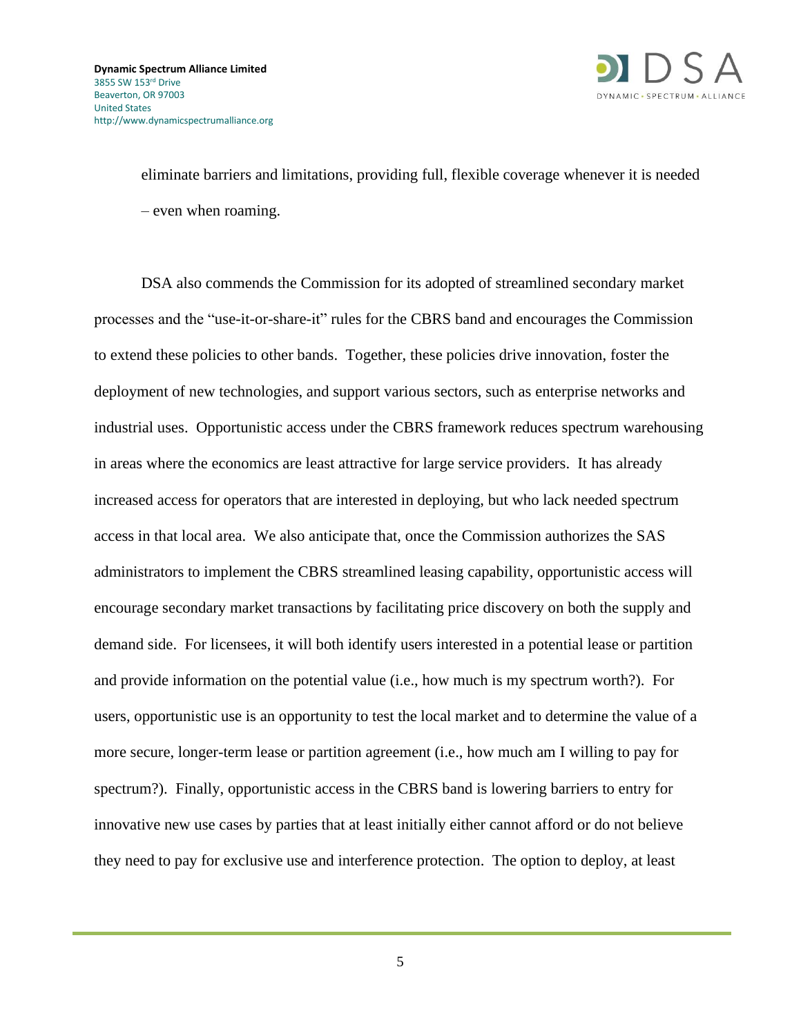eliminate barriers and limitations, providing full, flexible coverage whenever it is needed – even when roaming.

DSA also commends the Commission for its adopted of streamlined secondary market processes and the "use-it-or-share-it" rules for the CBRS band and encourages the Commission to extend these policies to other bands. Together, these policies drive innovation, foster the deployment of new technologies, and support various sectors, such as enterprise networks and industrial uses. Opportunistic access under the CBRS framework reduces spectrum warehousing in areas where the economics are least attractive for large service providers. It has already increased access for operators that are interested in deploying, but who lack needed spectrum access in that local area. We also anticipate that, once the Commission authorizes the SAS administrators to implement the CBRS streamlined leasing capability, opportunistic access will encourage secondary market transactions by facilitating price discovery on both the supply and demand side. For licensees, it will both identify users interested in a potential lease or partition and provide information on the potential value (i.e., how much is my spectrum worth?). For users, opportunistic use is an opportunity to test the local market and to determine the value of a more secure, longer-term lease or partition agreement (i.e., how much am I willing to pay for spectrum?). Finally, opportunistic access in the CBRS band is lowering barriers to entry for innovative new use cases by parties that at least initially either cannot afford or do not believe they need to pay for exclusive use and interference protection. The option to deploy, at least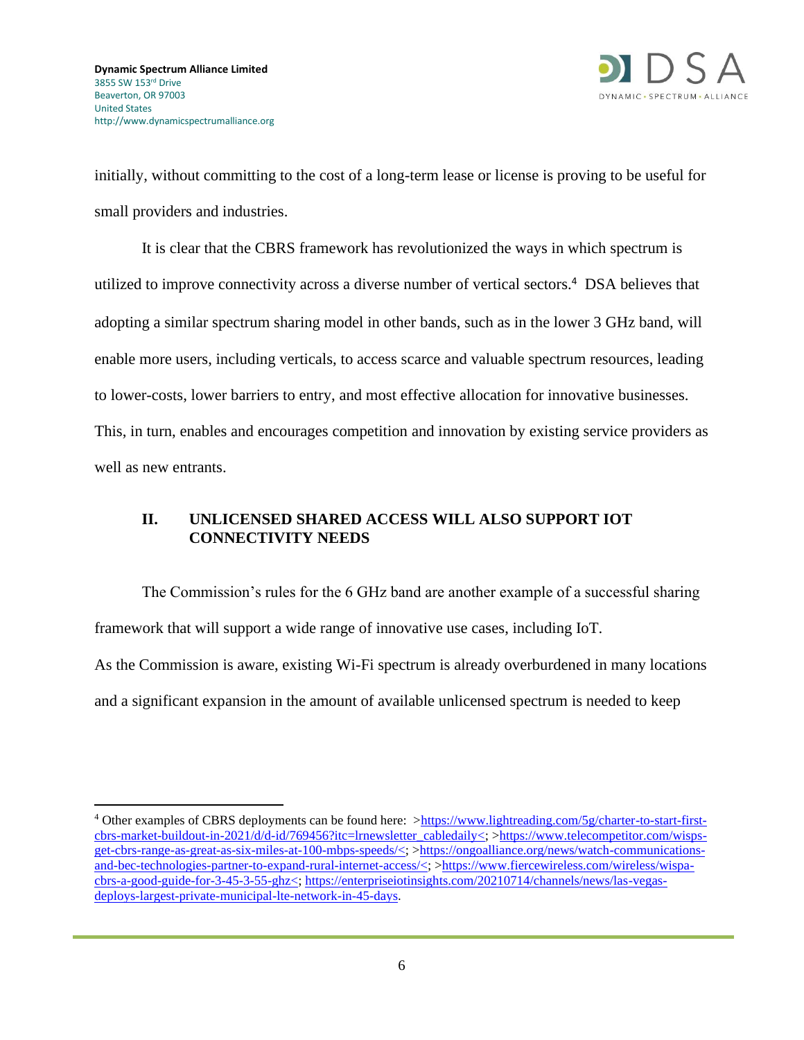initially, without committing to the cost of a long-term lease or license is proving to be useful for small providers and industries.

It is clear that the CBRS framework has revolutionized the ways in which spectrum is utilized to improve connectivity across a diverse number of vertical sectors.[4] DSA believes that adopting a similar spectrum sharing model in other bands, such as in the lower 3 GHz band, will enable more users, including verticals, to access scarce and valuable spectrum resources, leading to lower-costs, lower barriers to entry, and most effective allocation for innovative businesses. This, in turn, enables and encourages competition and innovation by existing service providers as well as new entrants.

## II. UNLICENSED SHARED ACCESS WILL ALSO SUPPORT IOT CONNECTIVITY NEEDS

The Commission's rules for the 6 GHz band are another example of a successful sharing framework that will support a wide range of innovative use cases, including IoT.

As the Commission is aware, existing Wi-Fi spectrum is already overburdened in many locations and a significant expansion in the amount of available unlicensed spectrum is needed to keep

---

[4] Other examples of CBRS deployments can be found here: >https://www.lightreading.com/5g/charter-to-start-first-cbrs-market-buildout-in-2021/d/d-id/769456?itc=lrnewsletter_cabledaily<; >https://www.telecompetitor.com/wisps-get-cbrs-range-as-great-as-six-miles-at-100-mbps-speeds/<; >https://ongoalliance.org/news/watch-communications-and-bec-technologies-partner-to-expand-rural-internet-access/<; >https://www.fiercewireless.com/wireless/wispa-cbrs-a-good-guide-for-3-45-3-55-ghz<; https://enterpriseiotinsights.com/20210714/channels/news/las-vegas-deploys-largest-private-municipal-lte-network-in-45-days.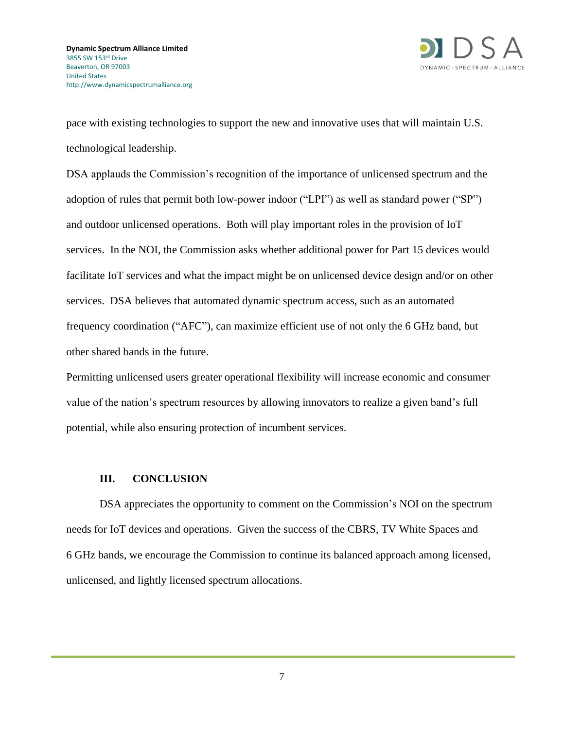pace with existing technologies to support the new and innovative uses that will maintain U.S. technological leadership.

DSA applauds the Commission's recognition of the importance of unlicensed spectrum and the adoption of rules that permit both low-power indoor ("LPI") as well as standard power ("SP") and outdoor unlicensed operations. Both will play important roles in the provision of IoT services. In the NOI, the Commission asks whether additional power for Part 15 devices would facilitate IoT services and what the impact might be on unlicensed device design and/or on other services. DSA believes that automated dynamic spectrum access, such as an automated frequency coordination ("AFC"), can maximize efficient use of not only the 6 GHz band, but other shared bands in the future.

Permitting unlicensed users greater operational flexibility will increase economic and consumer value of the nation's spectrum resources by allowing innovators to realize a given band's full potential, while also ensuring protection of incumbent services.

## III. CONCLUSION

DSA appreciates the opportunity to comment on the Commission's NOI on the spectrum needs for IoT devices and operations. Given the success of the CBRS, TV White Spaces and 6 GHz bands, we encourage the Commission to continue its balanced approach among licensed, unlicensed, and lightly licensed spectrum allocations.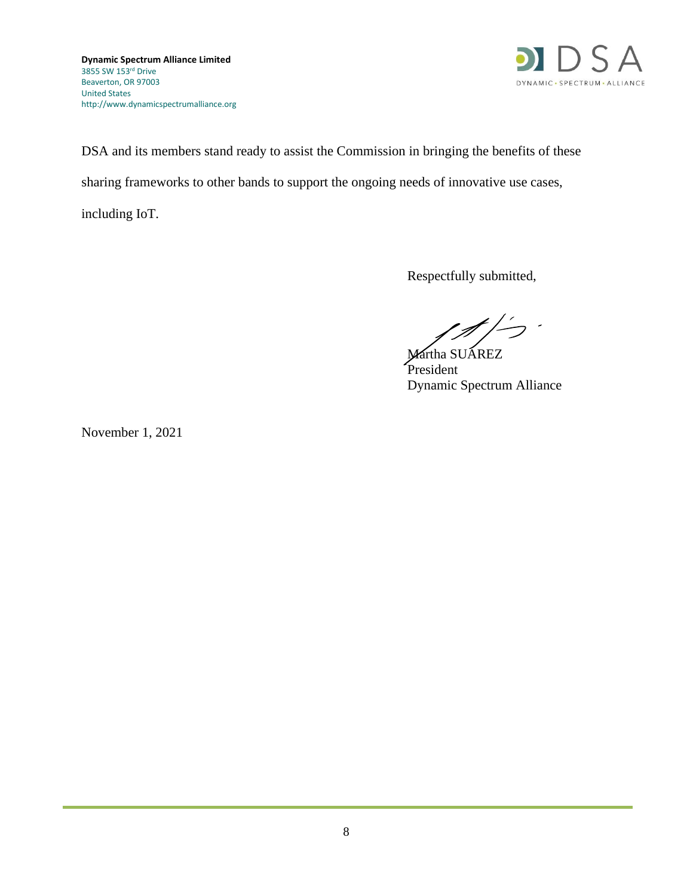**Dynamic Spectrum Alliance Limited**
3855 SW 153rd Drive
Beaverton, OR 97003
United States
http://www.dynamicspectrumalliance.org

DSA and its members stand ready to assist the Commission in bringing the benefits of these sharing frameworks to other bands to support the ongoing needs of innovative use cases, including IoT.

Respectfully submitted,

Martha SUÁREZ
President
Dynamic Spectrum Alliance

November 1, 2021